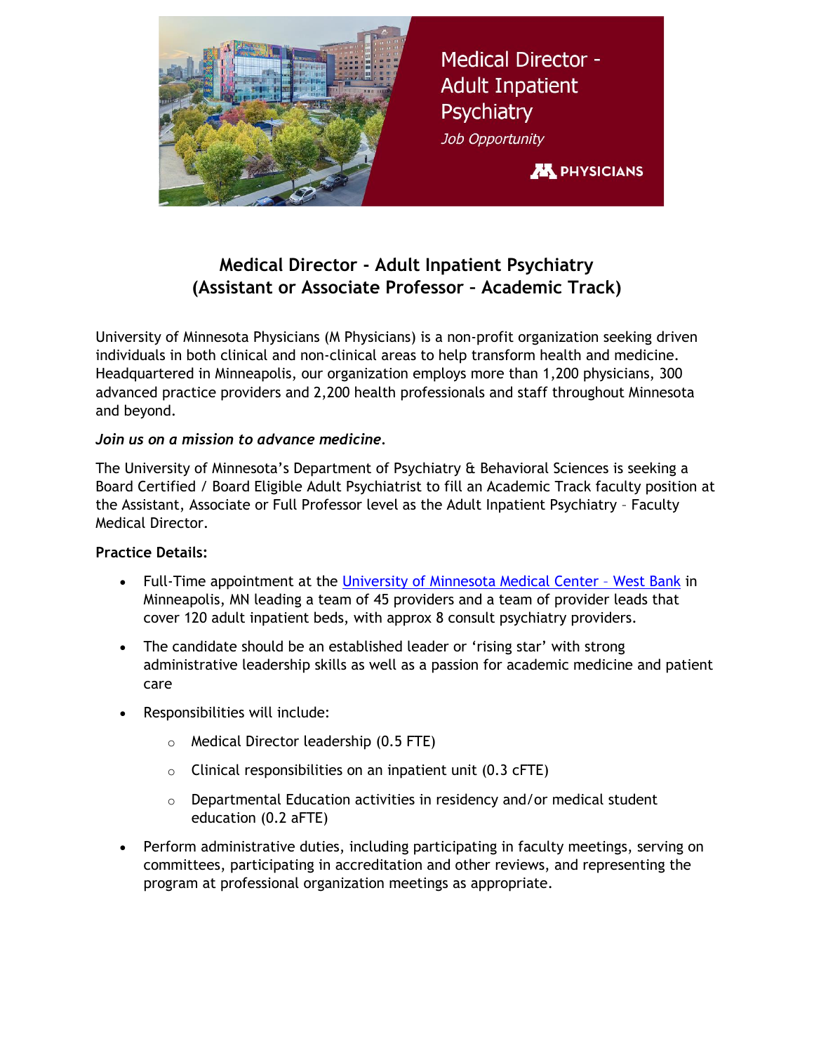# Medical Director - Adult Inpatient Psychiatry (Assistant or Associate Professor – Academic Track)

University of Minnesota Physicians (M Physicians) is a non-profit organization seeking driven individuals in both clinical and non-clinical areas to help transform health and medicine. Headquartered in Minneapolis, our organization employs more than 1,200 physicians, 300 advanced practice providers and 2,200 health professionals and staff throughout Minnesota and beyond.

***Join us on a mission to advance medicine.***

The University of Minnesota's Department of Psychiatry & Behavioral Sciences is seeking a Board Certified / Board Eligible Adult Psychiatrist to fill an Academic Track faculty position at the Assistant, Associate or Full Professor level as the Adult Inpatient Psychiatry – Faculty Medical Director.

**Practice Details:**

- Full-Time appointment at the University of Minnesota Medical Center – West Bank in Minneapolis, MN leading a team of 45 providers and a team of provider leads that cover 120 adult inpatient beds, with approx 8 consult psychiatry providers.
- The candidate should be an established leader or 'rising star' with strong administrative leadership skills as well as a passion for academic medicine and patient care
- Responsibilities will include:
  - Medical Director leadership (0.5 FTE)
  - Clinical responsibilities on an inpatient unit (0.3 cFTE)
  - Departmental Education activities in residency and/or medical student education (0.2 aFTE)
- Perform administrative duties, including participating in faculty meetings, serving on committees, participating in accreditation and other reviews, and representing the program at professional organization meetings as appropriate.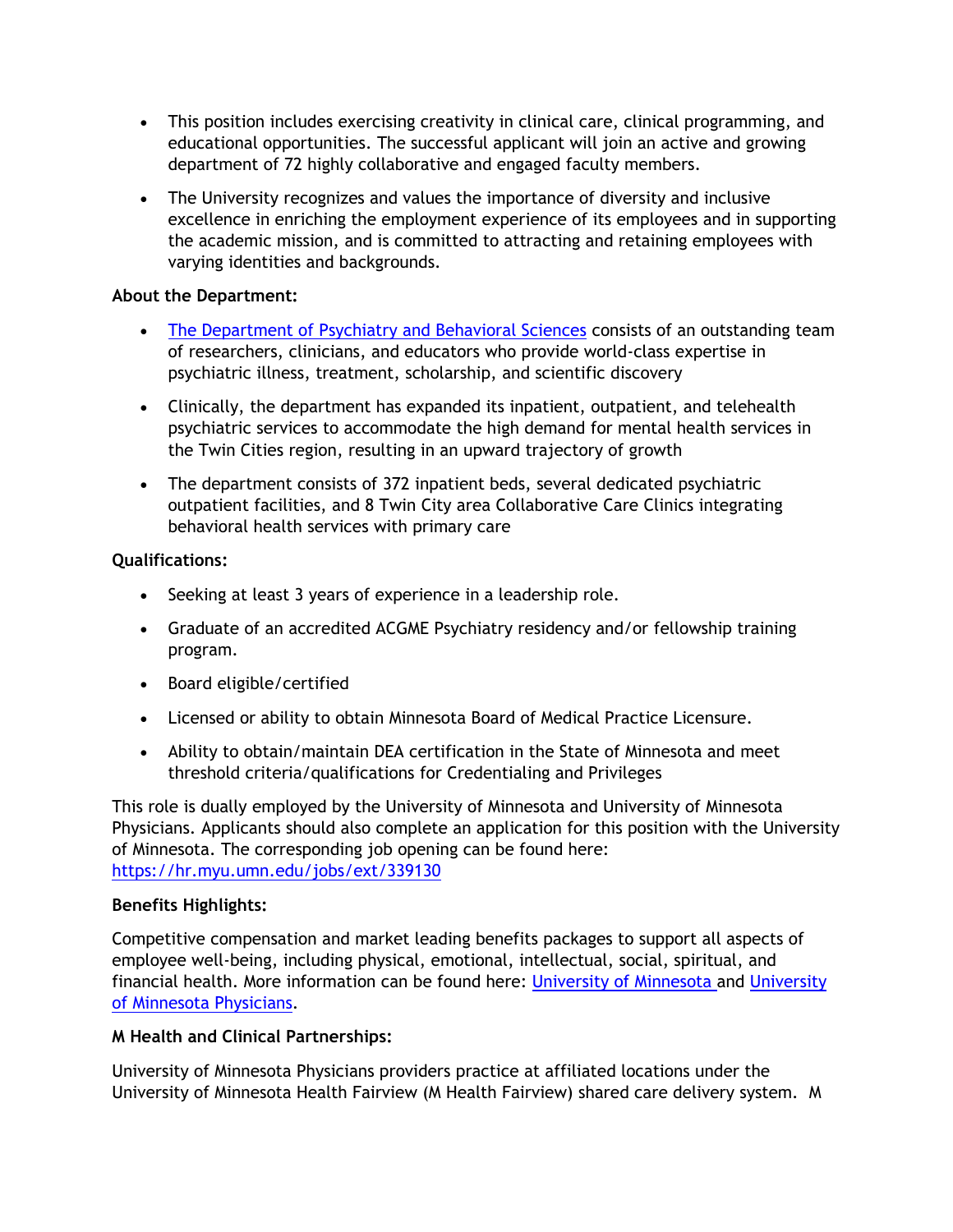- This position includes exercising creativity in clinical care, clinical programming, and educational opportunities. The successful applicant will join an active and growing department of 72 highly collaborative and engaged faculty members.
- The University recognizes and values the importance of diversity and inclusive excellence in enriching the employment experience of its employees and in supporting the academic mission, and is committed to attracting and retaining employees with varying identities and backgrounds.

**About the Department:**

- [The Department of Psychiatry and Behavioral Sciences]() consists of an outstanding team of researchers, clinicians, and educators who provide world-class expertise in psychiatric illness, treatment, scholarship, and scientific discovery
- Clinically, the department has expanded its inpatient, outpatient, and telehealth psychiatric services to accommodate the high demand for mental health services in the Twin Cities region, resulting in an upward trajectory of growth
- The department consists of 372 inpatient beds, several dedicated psychiatric outpatient facilities, and 8 Twin City area Collaborative Care Clinics integrating behavioral health services with primary care

**Qualifications:**

- Seeking at least 3 years of experience in a leadership role.
- Graduate of an accredited ACGME Psychiatry residency and/or fellowship training program.
- Board eligible/certified
- Licensed or ability to obtain Minnesota Board of Medical Practice Licensure.
- Ability to obtain/maintain DEA certification in the State of Minnesota and meet threshold criteria/qualifications for Credentialing and Privileges

This role is dually employed by the University of Minnesota and University of Minnesota Physicians. Applicants should also complete an application for this position with the University of Minnesota. The corresponding job opening can be found here: https://hr.myu.umn.edu/jobs/ext/339130

**Benefits Highlights:**

Competitive compensation and market leading benefits packages to support all aspects of employee well-being, including physical, emotional, intellectual, social, spiritual, and financial health. More information can be found here: [University of Minnesota]() and [University of Minnesota Physicians]().

**M Health and Clinical Partnerships:**

University of Minnesota Physicians providers practice at affiliated locations under the University of Minnesota Health Fairview (M Health Fairview) shared care delivery system. M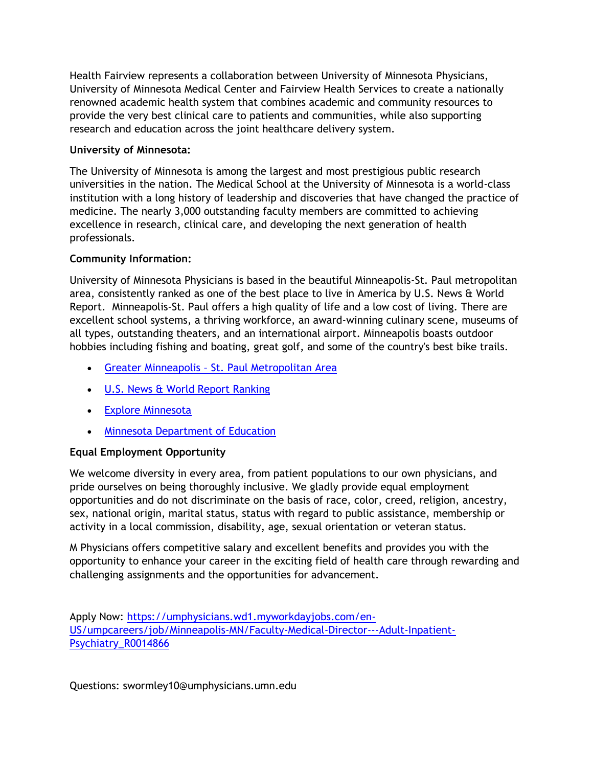Health Fairview represents a collaboration between University of Minnesota Physicians, University of Minnesota Medical Center and Fairview Health Services to create a nationally renowned academic health system that combines academic and community resources to provide the very best clinical care to patients and communities, while also supporting research and education across the joint healthcare delivery system.

**University of Minnesota:**

The University of Minnesota is among the largest and most prestigious public research universities in the nation. The Medical School at the University of Minnesota is a world-class institution with a long history of leadership and discoveries that have changed the practice of medicine. The nearly 3,000 outstanding faculty members are committed to achieving excellence in research, clinical care, and developing the next generation of health professionals.

**Community Information:**

University of Minnesota Physicians is based in the beautiful Minneapolis-St. Paul metropolitan area, consistently ranked as one of the best place to live in America by U.S. News & World Report. Minneapolis-St. Paul offers a high quality of life and a low cost of living. There are excellent school systems, a thriving workforce, an award-winning culinary scene, museums of all types, outstanding theaters, and an international airport. Minneapolis boasts outdoor hobbies including fishing and boating, great golf, and some of the country's best bike trails.

- Greater Minneapolis – St. Paul Metropolitan Area
- U.S. News & World Report Ranking
- Explore Minnesota
- Minnesota Department of Education

**Equal Employment Opportunity**

We welcome diversity in every area, from patient populations to our own physicians, and pride ourselves on being thoroughly inclusive. We gladly provide equal employment opportunities and do not discriminate on the basis of race, color, creed, religion, ancestry, sex, national origin, marital status, status with regard to public assistance, membership or activity in a local commission, disability, age, sexual orientation or veteran status.

M Physicians offers competitive salary and excellent benefits and provides you with the opportunity to enhance your career in the exciting field of health care through rewarding and challenging assignments and the opportunities for advancement.

Apply Now: https://umphysicians.wd1.myworkdayjobs.com/en-US/umpcareers/job/Minneapolis-MN/Faculty-Medical-Director---Adult-Inpatient-Psychiatry_R0014866

Questions: swormley10@umphysicians.umn.edu